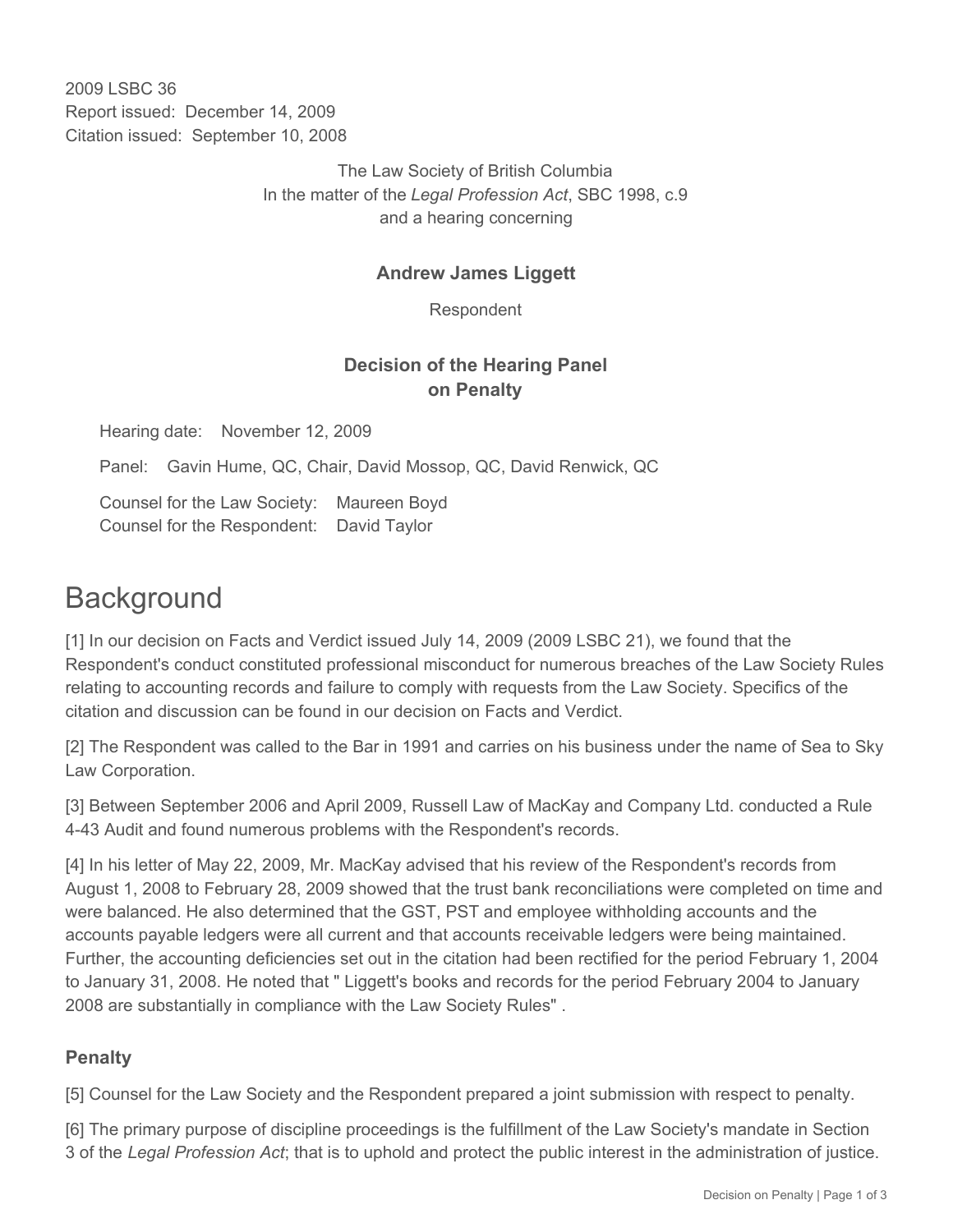2009 LSBC 36
Report issued: December 14, 2009
Citation issued: September 10, 2008

The Law Society of British Columbia
In the matter of the *Legal Profession Act*, SBC 1998, c.9
and a hearing concerning

**Andrew James Liggett**

Respondent

**Decision of the Hearing Panel on Penalty**

Hearing date: November 12, 2009

Panel: Gavin Hume, QC, Chair, David Mossop, QC, David Renwick, QC

Counsel for the Law Society: Maureen Boyd
Counsel for the Respondent: David Taylor

# Background

[1] In our decision on Facts and Verdict issued July 14, 2009 (2009 LSBC 21), we found that the Respondent's conduct constituted professional misconduct for numerous breaches of the Law Society Rules relating to accounting records and failure to comply with requests from the Law Society. Specifics of the citation and discussion can be found in our decision on Facts and Verdict.

[2] The Respondent was called to the Bar in 1991 and carries on his business under the name of Sea to Sky Law Corporation.

[3] Between September 2006 and April 2009, Russell Law of MacKay and Company Ltd. conducted a Rule 4-43 Audit and found numerous problems with the Respondent's records.

[4] In his letter of May 22, 2009, Mr. MacKay advised that his review of the Respondent's records from August 1, 2008 to February 28, 2009 showed that the trust bank reconciliations were completed on time and were balanced. He also determined that the GST, PST and employee withholding accounts and the accounts payable ledgers were all current and that accounts receivable ledgers were being maintained. Further, the accounting deficiencies set out in the citation had been rectified for the period February 1, 2004 to January 31, 2008. He noted that " Liggett's books and records for the period February 2004 to January 2008 are substantially in compliance with the Law Society Rules" .

### Penalty

[5] Counsel for the Law Society and the Respondent prepared a joint submission with respect to penalty.

[6] The primary purpose of discipline proceedings is the fulfillment of the Law Society's mandate in Section 3 of the *Legal Profession Act*; that is to uphold and protect the public interest in the administration of justice.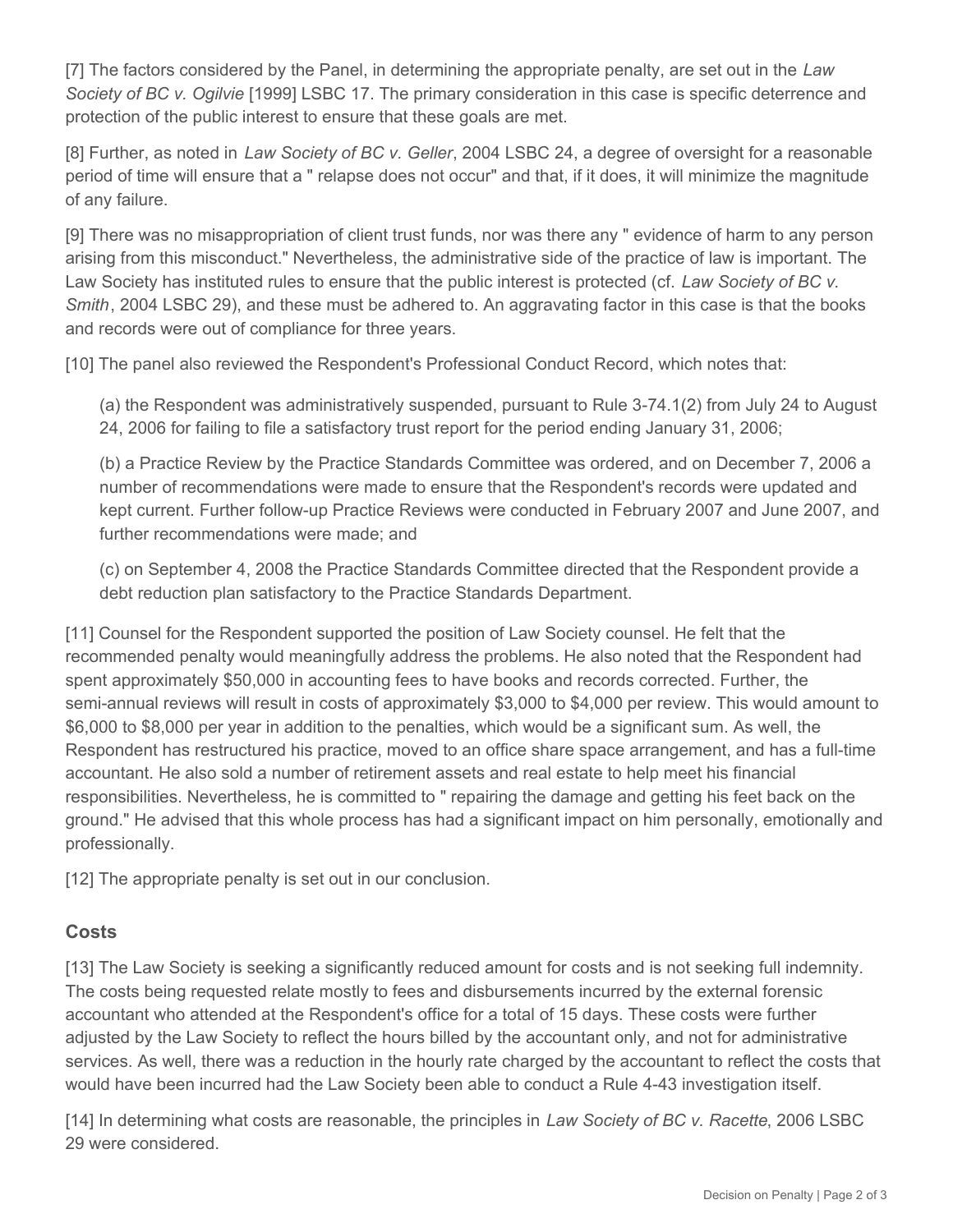[7] The factors considered by the Panel, in determining the appropriate penalty, are set out in the *Law Society of BC v. Ogilvie* [1999] LSBC 17. The primary consideration in this case is specific deterrence and protection of the public interest to ensure that these goals are met.

[8] Further, as noted in *Law Society of BC v. Geller*, 2004 LSBC 24, a degree of oversight for a reasonable period of time will ensure that a " relapse does not occur" and that, if it does, it will minimize the magnitude of any failure.

[9] There was no misappropriation of client trust funds, nor was there any " evidence of harm to any person arising from this misconduct." Nevertheless, the administrative side of the practice of law is important. The Law Society has instituted rules to ensure that the public interest is protected (cf. *Law Society of BC v. Smith*, 2004 LSBC 29), and these must be adhered to. An aggravating factor in this case is that the books and records were out of compliance for three years.

[10] The panel also reviewed the Respondent's Professional Conduct Record, which notes that:

(a) the Respondent was administratively suspended, pursuant to Rule 3-74.1(2) from July 24 to August 24, 2006 for failing to file a satisfactory trust report for the period ending January 31, 2006;

(b) a Practice Review by the Practice Standards Committee was ordered, and on December 7, 2006 a number of recommendations were made to ensure that the Respondent's records were updated and kept current. Further follow-up Practice Reviews were conducted in February 2007 and June 2007, and further recommendations were made; and

(c) on September 4, 2008 the Practice Standards Committee directed that the Respondent provide a debt reduction plan satisfactory to the Practice Standards Department.

[11] Counsel for the Respondent supported the position of Law Society counsel. He felt that the recommended penalty would meaningfully address the problems. He also noted that the Respondent had spent approximately $50,000 in accounting fees to have books and records corrected. Further, the semi-annual reviews will result in costs of approximately $3,000 to $4,000 per review. This would amount to $6,000 to $8,000 per year in addition to the penalties, which would be a significant sum. As well, the Respondent has restructured his practice, moved to an office share space arrangement, and has a full-time accountant. He also sold a number of retirement assets and real estate to help meet his financial responsibilities. Nevertheless, he is committed to " repairing the damage and getting his feet back on the ground." He advised that this whole process has had a significant impact on him personally, emotionally and professionally.

[12] The appropriate penalty is set out in our conclusion.

## Costs

[13] The Law Society is seeking a significantly reduced amount for costs and is not seeking full indemnity. The costs being requested relate mostly to fees and disbursements incurred by the external forensic accountant who attended at the Respondent's office for a total of 15 days. These costs were further adjusted by the Law Society to reflect the hours billed by the accountant only, and not for administrative services. As well, there was a reduction in the hourly rate charged by the accountant to reflect the costs that would have been incurred had the Law Society been able to conduct a Rule 4-43 investigation itself.

[14] In determining what costs are reasonable, the principles in *Law Society of BC v. Racette*, 2006 LSBC 29 were considered.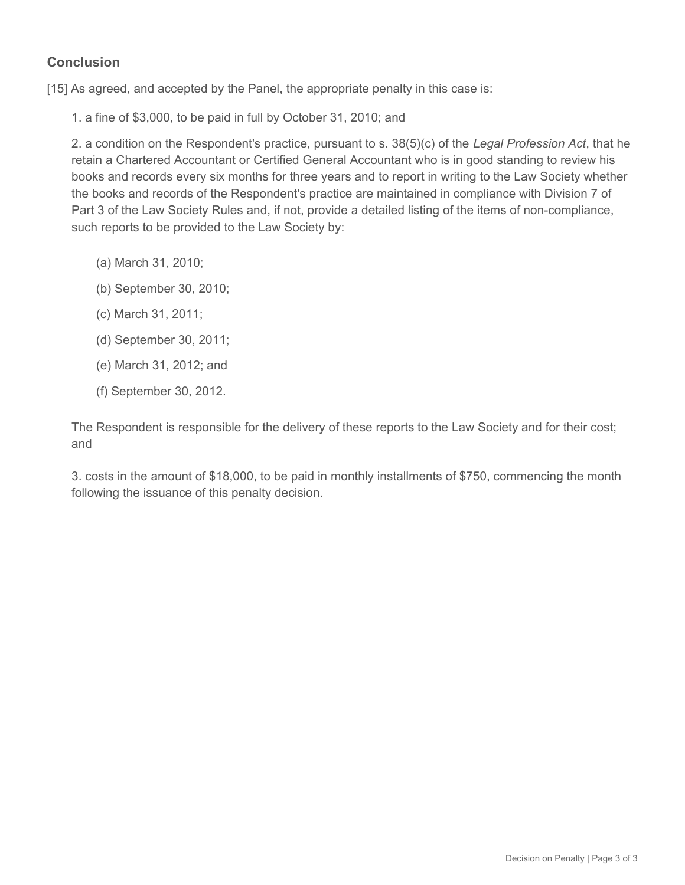## Conclusion

[15] As agreed, and accepted by the Panel, the appropriate penalty in this case is:

1. a fine of $3,000, to be paid in full by October 31, 2010; and

2. a condition on the Respondent's practice, pursuant to s. 38(5)(c) of the *Legal Profession Act*, that he retain a Chartered Accountant or Certified General Accountant who is in good standing to review his books and records every six months for three years and to report in writing to the Law Society whether the books and records of the Respondent's practice are maintained in compliance with Division 7 of Part 3 of the Law Society Rules and, if not, provide a detailed listing of the items of non-compliance, such reports to be provided to the Law Society by:

   (a) March 31, 2010;

   (b) September 30, 2010;

   (c) March 31, 2011;

   (d) September 30, 2011;

   (e) March 31, 2012; and

   (f) September 30, 2012.

   The Respondent is responsible for the delivery of these reports to the Law Society and for their cost; and

3. costs in the amount of $18,000, to be paid in monthly installments of $750, commencing the month following the issuance of this penalty decision.